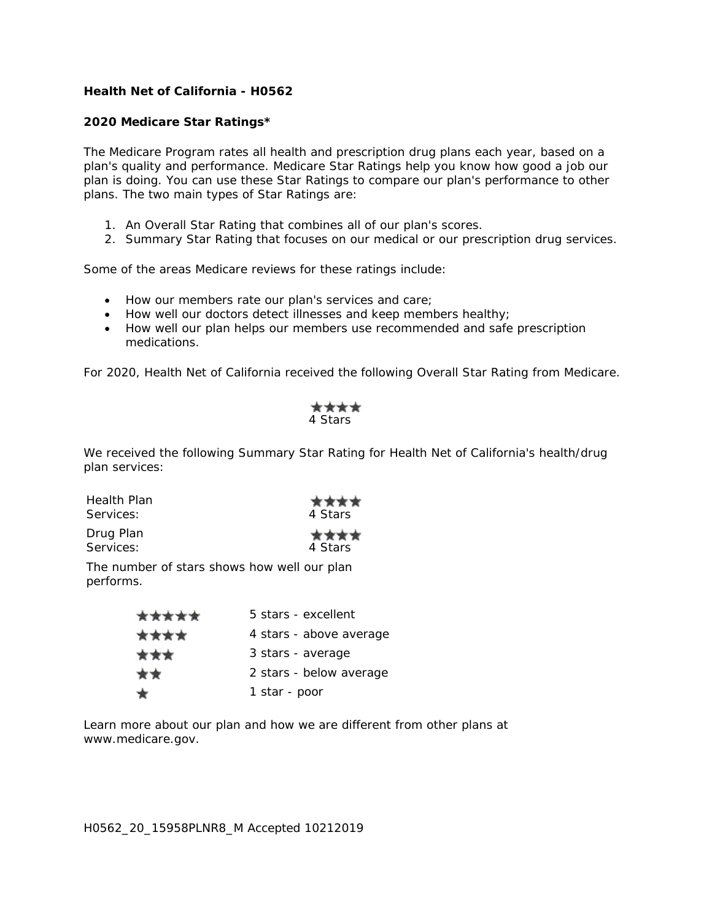**Health Net of California - H0562**

**2020 Medicare Star Ratings***

The Medicare Program rates all health and prescription drug plans each year, based on a plan's quality and performance. Medicare Star Ratings help you know how good a job our plan is doing. You can use these Star Ratings to compare our plan's performance to other plans. The two main types of Star Ratings are:

1. An Overall Star Rating that combines all of our plan's scores.
2. Summary Star Rating that focuses on our medical or our prescription drug services.

Some of the areas Medicare reviews for these ratings include:

- How our members rate our plan's services and care;
- How well our doctors detect illnesses and keep members healthy;
- How well our plan helps our members use recommended and safe prescription medications.

For 2020, Health Net of California received the following Overall Star Rating from Medicare.

★★★★
4 Stars

We received the following Summary Star Rating for Health Net of California's health/drug plan services:

| | |
|---|---|
| Health Plan Services: | ★★★★ 4 Stars |
| Drug Plan Services: | ★★★★ 4 Stars |

The number of stars shows how well our plan performs.

| | |
|---|---|
| ★★★★★ | 5 stars - excellent |
| ★★★★ | 4 stars - above average |
| ★★★ | 3 stars - average |
| ★★ | 2 stars - below average |
| ★ | 1 star - poor |

Learn more about our plan and how we are different from other plans at www.medicare.gov.

H0562_20_15958PLNR8_M Accepted 10212019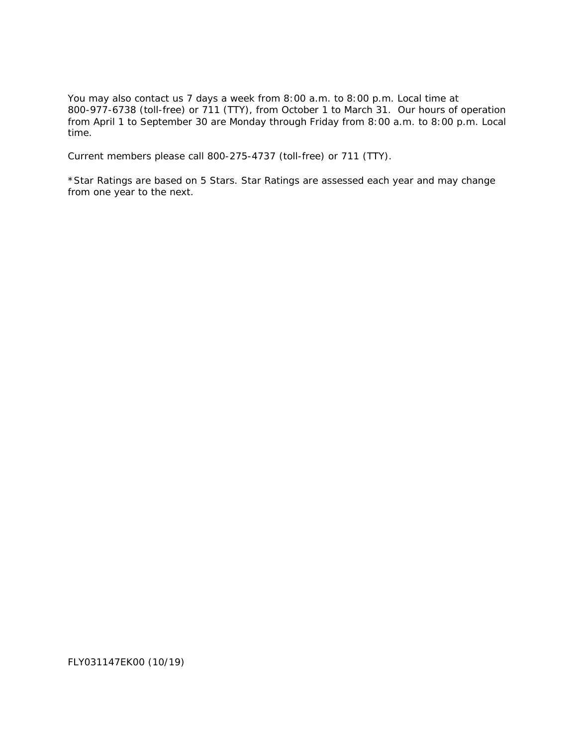You may also contact us 7 days a week from 8:00 a.m. to 8:00 p.m. Local time at 800-977-6738 (toll-free) or 711 (TTY), from October 1 to March 31.  Our hours of operation from April 1 to September 30 are Monday through Friday from 8:00 a.m. to 8:00 p.m. Local time.

Current members please call 800-275-4737 (toll-free) or 711 (TTY).

*Star Ratings are based on 5 Stars. Star Ratings are assessed each year and may change from one year to the next.

FLY031147EK00 (10/19)